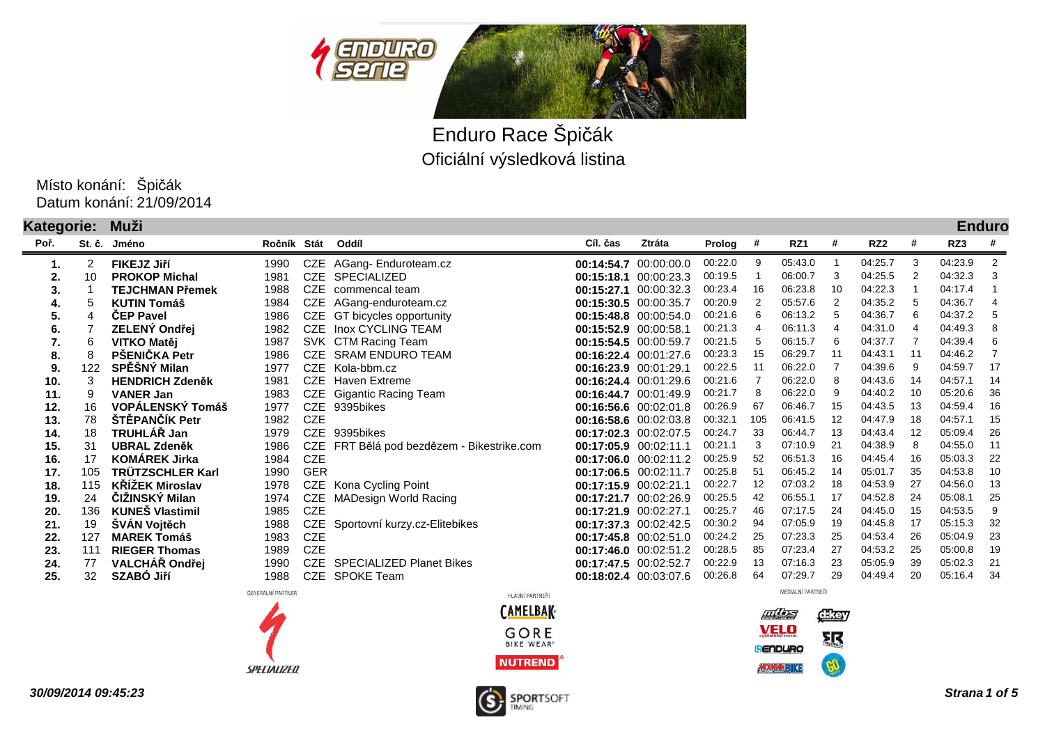# Enduro Race Špičák

## Oficiální výsledková listina

Místo konání: Špičák
Datum konání: 21/09/2014

**Kategorie: Muži** **Enduro**

| Poř. | St. č. | Jméno | Ročník | Stát | Oddíl | Cíl. čas | Ztráta | Prolog | # | RZ1 | # | RZ2 | # | RZ3 | # |
|---|---|---|---|---|---|---|---|---|---|---|---|---|---|---|---|
| 1. | 2 | FIKEJZ Jiří | 1990 | CZE | AGang- Enduroteam.cz | 00:14:54.7 | 00:00:00.0 | 00:22.0 | 9 | 05:43.0 | 1 | 04:25.7 | 3 | 04:23.9 | 2 |
| 2. | 10 | PROKOP Michal | 1981 | CZE | SPECIALIZED | 00:15:18.1 | 00:00:23.3 | 00:19.5 | 1 | 06:00.7 | 3 | 04:25.5 | 2 | 04:32.3 | 3 |
| 3. | 1 | TEJCHMAN Přemek | 1988 | CZE | commencal team | 00:15:27.1 | 00:00:32.3 | 00:23.4 | 16 | 06:23.8 | 10 | 04:22.3 | 1 | 04:17.4 | 1 |
| 4. | 5 | KUTIN Tomáš | 1984 | CZE | AGang-enduroteam.cz | 00:15:30.5 | 00:00:35.7 | 00:20.9 | 2 | 05:57.6 | 2 | 04:35.2 | 5 | 04:36.7 | 4 |
| 5. | 4 | ČEP Pavel | 1986 | CZE | GT bicycles opportunity | 00:15:48.8 | 00:00:54.0 | 00:21.6 | 6 | 06:13.2 | 5 | 04:36.7 | 6 | 04:37.2 | 5 |
| 6. | 7 | ZELENÝ Ondřej | 1982 | CZE | Inox CYCLING TEAM | 00:15:52.9 | 00:00:58.1 | 00:21.3 | 4 | 06:11.3 | 4 | 04:31.0 | 4 | 04:49.3 | 8 |
| 7. | 6 | VITKO Matěj | 1987 | SVK | CTM Racing Team | 00:15:54.5 | 00:00:59.7 | 00:21.5 | 5 | 06:15.7 | 6 | 04:37.7 | 7 | 04:39.4 | 6 |
| 8. | 8 | PŠENIČKA Petr | 1986 | CZE | SRAM ENDURO TEAM | 00:16:22.4 | 00:01:27.6 | 00:23.3 | 15 | 06:29.7 | 11 | 04:43.1 | 11 | 04:46.2 | 7 |
| 9. | 122 | SPĚŠNÝ Milan | 1977 | CZE | Kola-bbm.cz | 00:16:23.9 | 00:01:29.1 | 00:22.5 | 11 | 06:22.0 | 7 | 04:39.6 | 9 | 04:59.7 | 17 |
| 10. | 3 | HENDRICH Zdeněk | 1981 | CZE | Haven Extreme | 00:16:24.4 | 00:01:29.6 | 00:21.6 | 7 | 06:22.0 | 8 | 04:43.6 | 14 | 04:57.1 | 14 |
| 11. | 9 | VANER Jan | 1983 | CZE | Gigantic Racing Team | 00:16:44.7 | 00:01:49.9 | 00:21.7 | 8 | 06:22.0 | 9 | 04:40.2 | 10 | 05:20.6 | 36 |
| 12. | 16 | VOPÁLENSKÝ Tomáš | 1977 | CZE | 9395bikes | 00:16:56.6 | 00:02:01.8 | 00:26.9 | 67 | 06:46.7 | 15 | 04:43.5 | 13 | 04:59.4 | 16 |
| 13. | 78 | ŠTĚPANČÍK Petr | 1982 | CZE | | 00:16:58.6 | 00:02:03.8 | 00:32.1 | 105 | 06:41.5 | 12 | 04:47.9 | 18 | 04:57.1 | 15 |
| 14. | 18 | TRUHLÁŘ Jan | 1979 | CZE | 9395bikes | 00:17:02.3 | 00:02:07.5 | 00:24.7 | 33 | 06:44.7 | 13 | 04:43.4 | 12 | 05:09.4 | 26 |
| 15. | 31 | UBRAL Zdeněk | 1986 | CZE | FRT Bělá pod bezdězem - Bikestrike.com | 00:17:05.9 | 00:02:11.1 | 00:21.1 | 3 | 07:10.9 | 21 | 04:38.9 | 8 | 04:55.0 | 11 |
| 16. | 17 | KOMÁREK Jirka | 1984 | CZE | | 00:17:06.0 | 00:02:11.2 | 00:25.9 | 52 | 06:51.3 | 16 | 04:45.4 | 16 | 05:03.3 | 22 |
| 17. | 105 | TRÜTZSCHLER Karl | 1990 | GER | | 00:17:06.5 | 00:02:11.7 | 00:25.8 | 51 | 06:45.2 | 14 | 05:01.7 | 35 | 04:53.8 | 10 |
| 18. | 115 | KŘÍŽEK Miroslav | 1978 | CZE | Kona Cycling Point | 00:17:15.9 | 00:02:21.1 | 00:22.7 | 12 | 07:03.2 | 18 | 04:53.9 | 27 | 04:56.0 | 13 |
| 19. | 24 | ČIŽINSKÝ Milan | 1974 | CZE | MADesign World Racing | 00:17:21.7 | 00:02:26.9 | 00:25.5 | 42 | 06:55.1 | 17 | 04:52.8 | 24 | 05:08.1 | 25 |
| 20. | 136 | KUNEŠ Vlastimil | 1985 | CZE | | 00:17:21.9 | 00:02:27.1 | 00:25.7 | 46 | 07:17.5 | 24 | 04:45.0 | 15 | 04:53.5 | 9 |
| 21. | 19 | ŠVÁN Vojtěch | 1988 | CZE | Sportovní kurzy.cz-Elitebikes | 00:17:37.3 | 00:02:42.5 | 00:30.2 | 94 | 07:05.9 | 19 | 04:45.8 | 17 | 05:15.3 | 32 |
| 22. | 127 | MAREK Tomáš | 1983 | CZE | | 00:17:45.8 | 00:02:51.0 | 00:24.2 | 25 | 07:23.3 | 25 | 04:53.4 | 26 | 05:04.9 | 23 |
| 23. | 111 | RIEGER Thomas | 1989 | CZE | | 00:17:46.0 | 00:02:51.2 | 00:28.5 | 85 | 07:23.4 | 27 | 04:53.2 | 25 | 05:00.8 | 19 |
| 24. | 77 | VALCHÁŘ Ondřej | 1990 | CZE | SPECIALIZED Planet Bikes | 00:17:47.5 | 00:02:52.7 | 00:22.9 | 13 | 07:16.3 | 23 | 05:05.9 | 39 | 05:02.3 | 21 |
| 25. | 32 | SZABÓ Jiří | 1988 | CZE | SPOKE Team | 00:18:02.4 | 00:03:07.6 | 00:26.8 | 64 | 07:29.7 | 29 | 04:49.4 | 20 | 05:16.4 | 34 |

GENERÁLNÍ PARTNER · HLAVNÍ PARTNEŘI · MEDIÁLNÍ PARTNEŘI

*30/09/2014 09:45:23*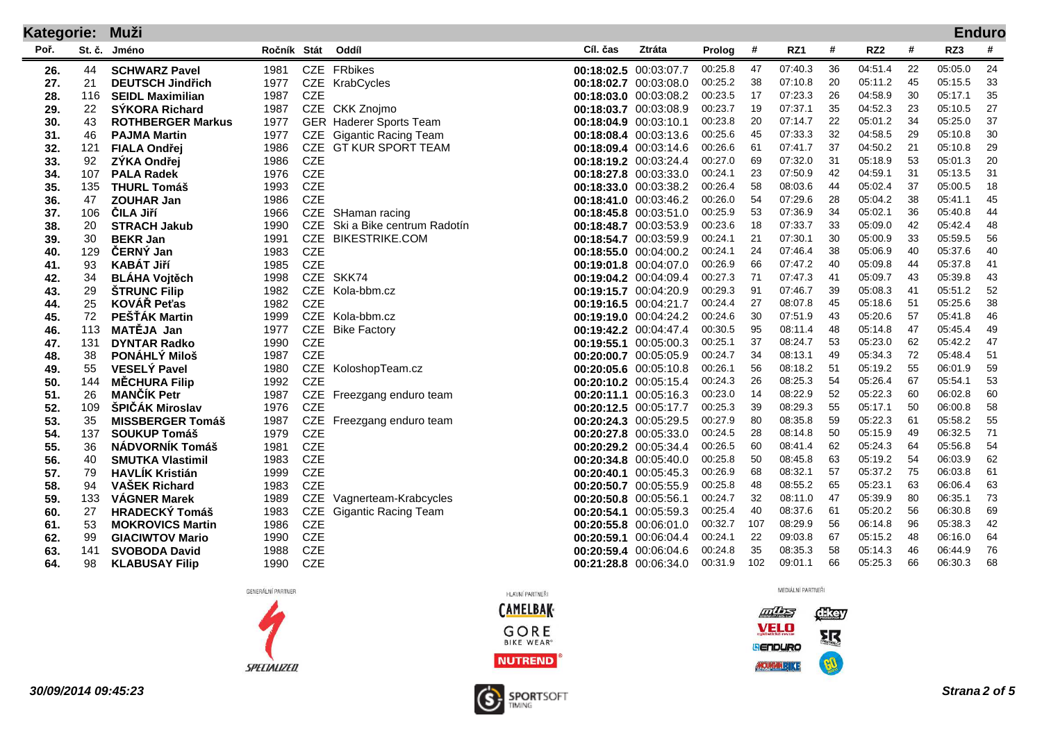**Kategorie: Muži** **Enduro**

| Poř. | St. č. | Jméno | Ročník | Stát | Oddíl | Cíl. čas | Ztráta | Prolog | # | RZ1 | # | RZ2 | # | RZ3 | # |
|---|---|---|---|---|---|---|---|---|---|---|---|---|---|---|---|
| 26. | 44 | SCHWARZ Pavel | 1981 | CZE | FRbikes | 00:18:02.5 | 00:03:07.7 | 00:25.8 | 47 | 07:40.3 | 36 | 04:51.4 | 22 | 05:05.0 | 24 |
| 27. | 21 | DEUTSCH Jindřich | 1977 | CZE | KrabCycles | 00:18:02.7 | 00:03:08.0 | 00:25.2 | 38 | 07:10.8 | 20 | 05:11.2 | 45 | 05:15.5 | 33 |
| 28. | 116 | SEIDL Maximilian | 1987 | CZE | | 00:18:03.0 | 00:03:08.2 | 00:23.5 | 17 | 07:23.3 | 26 | 04:58.9 | 30 | 05:17.1 | 35 |
| 29. | 22 | SÝKORA Richard | 1987 | CZE | CKK Znojmo | 00:18:03.7 | 00:03:08.9 | 00:23.7 | 19 | 07:37.1 | 35 | 04:52.3 | 23 | 05:10.5 | 27 |
| 30. | 43 | ROTHBERGER Markus | 1977 | GER | Haderer Sports Team | 00:18:04.9 | 00:03:10.1 | 00:23.8 | 20 | 07:14.7 | 22 | 05:01.2 | 34 | 05:25.0 | 37 |
| 31. | 46 | PAJMA Martin | 1977 | CZE | Gigantic Racing Team | 00:18:08.4 | 00:03:13.6 | 00:25.6 | 45 | 07:33.3 | 32 | 04:58.5 | 29 | 05:10.8 | 30 |
| 32. | 121 | FIALA Ondřej | 1986 | CZE | GT KUR SPORT TEAM | 00:18:09.4 | 00:03:14.6 | 00:26.6 | 61 | 07:41.7 | 37 | 04:50.2 | 21 | 05:10.8 | 29 |
| 33. | 92 | ZÝKA Ondřej | 1986 | CZE | | 00:18:19.2 | 00:03:24.4 | 00:27.0 | 69 | 07:32.0 | 31 | 05:18.9 | 53 | 05:01.3 | 20 |
| 34. | 107 | PALA Radek | 1976 | CZE | | 00:18:27.8 | 00:03:33.0 | 00:24.1 | 23 | 07:50.9 | 42 | 04:59.1 | 31 | 05:13.5 | 31 |
| 35. | 135 | THURL Tomáš | 1993 | CZE | | 00:18:33.0 | 00:03:38.2 | 00:26.4 | 58 | 08:03.6 | 44 | 05:02.4 | 37 | 05:00.5 | 18 |
| 36. | 47 | ZOUHAR Jan | 1986 | CZE | | 00:18:41.0 | 00:03:46.2 | 00:26.0 | 54 | 07:29.6 | 28 | 05:04.2 | 38 | 05:41.1 | 45 |
| 37. | 106 | ČILA Jiří | 1966 | CZE | SHaman racing | 00:18:45.8 | 00:03:51.0 | 00:25.9 | 53 | 07:36.9 | 34 | 05:02.1 | 36 | 05:40.8 | 44 |
| 38. | 20 | STRACH Jakub | 1990 | CZE | Ski a Bike centrum Radotín | 00:18:48.7 | 00:03:53.9 | 00:23.6 | 18 | 07:33.7 | 33 | 05:09.0 | 42 | 05:42.4 | 48 |
| 39. | 30 | BEKR Jan | 1991 | CZE | BIKESTRIKE.COM | 00:18:54.7 | 00:03:59.9 | 00:24.1 | 21 | 07:30.1 | 30 | 05:00.9 | 33 | 05:59.5 | 56 |
| 40. | 129 | ČERNÝ Jan | 1983 | CZE | | 00:18:55.0 | 00:04:00.2 | 00:24.1 | 24 | 07:46.4 | 38 | 05:06.9 | 40 | 05:37.6 | 40 |
| 41. | 93 | KABÁT Jiří | 1985 | CZE | | 00:19:01.8 | 00:04:07.0 | 00:26.9 | 66 | 07:47.2 | 40 | 05:09.8 | 44 | 05:37.8 | 41 |
| 42. | 34 | BLÁHA Vojtěch | 1998 | CZE | SKK74 | 00:19:04.2 | 00:04:09.4 | 00:27.3 | 71 | 07:47.3 | 41 | 05:09.7 | 43 | 05:39.8 | 43 |
| 43. | 29 | ŠTRUNC Filip | 1982 | CZE | Kola-bbm.cz | 00:19:15.7 | 00:04:20.9 | 00:29.3 | 91 | 07:46.7 | 39 | 05:08.3 | 41 | 05:51.2 | 52 |
| 44. | 25 | KOVÁŘ Peťas | 1982 | CZE | | 00:19:16.5 | 00:04:21.7 | 00:24.4 | 27 | 08:07.8 | 45 | 05:18.6 | 51 | 05:25.6 | 38 |
| 45. | 72 | PEŠŤÁK Martin | 1999 | CZE | Kola-bbm.cz | 00:19:19.0 | 00:04:24.2 | 00:24.6 | 30 | 07:51.9 | 43 | 05:20.6 | 57 | 05:41.8 | 46 |
| 46. | 113 | MATĚJA Jan | 1977 | CZE | Bike Factory | 00:19:42.2 | 00:04:47.4 | 00:30.5 | 95 | 08:11.4 | 48 | 05:14.8 | 47 | 05:45.4 | 49 |
| 47. | 131 | DYNTAR Radko | 1990 | CZE | | 00:19:55.1 | 00:05:00.3 | 00:25.1 | 37 | 08:24.7 | 53 | 05:23.0 | 62 | 05:42.2 | 47 |
| 48. | 38 | PONÁHLÝ Miloš | 1987 | CZE | | 00:20:00.7 | 00:05:05.9 | 00:24.7 | 34 | 08:13.1 | 49 | 05:34.3 | 72 | 05:48.4 | 51 |
| 49. | 55 | VESELÝ Pavel | 1980 | CZE | KoloshopTeam.cz | 00:20:05.6 | 00:05:10.8 | 00:26.1 | 56 | 08:18.2 | 51 | 05:19.2 | 55 | 06:01.9 | 59 |
| 50. | 144 | MĚCHURA Filip | 1992 | CZE | | 00:20:10.2 | 00:05:15.4 | 00:24.3 | 26 | 08:25.3 | 54 | 05:26.4 | 67 | 05:54.1 | 53 |
| 51. | 26 | MANČÍK Petr | 1987 | CZE | Freezgang enduro team | 00:20:11.1 | 00:05:16.3 | 00:23.0 | 14 | 08:22.9 | 52 | 05:22.3 | 60 | 06:02.8 | 60 |
| 52. | 109 | ŠPIČÁK Miroslav | 1976 | CZE | | 00:20:12.5 | 00:05:17.7 | 00:25.3 | 39 | 08:29.3 | 55 | 05:17.1 | 50 | 06:00.8 | 58 |
| 53. | 35 | MISSBERGER Tomáš | 1987 | CZE | Freezgang enduro team | 00:20:24.3 | 00:05:29.5 | 00:27.9 | 80 | 08:35.8 | 59 | 05:22.3 | 61 | 05:58.2 | 55 |
| 54. | 137 | SOUKUP Tomáš | 1979 | CZE | | 00:20:27.8 | 00:05:33.0 | 00:24.5 | 28 | 08:14.8 | 50 | 05:15.9 | 49 | 06:32.5 | 71 |
| 55. | 36 | NÁDVORNÍK Tomáš | 1981 | CZE | | 00:20:29.2 | 00:05:34.4 | 00:26.5 | 60 | 08:41.4 | 62 | 05:24.3 | 64 | 05:56.8 | 54 |
| 56. | 40 | SMUTKA Vlastimil | 1983 | CZE | | 00:20:34.8 | 00:05:40.0 | 00:25.8 | 50 | 08:45.8 | 63 | 05:19.2 | 54 | 06:03.9 | 62 |
| 57. | 79 | HAVLÍK Kristián | 1999 | CZE | | 00:20:40.1 | 00:05:45.3 | 00:26.9 | 68 | 08:32.1 | 57 | 05:37.2 | 75 | 06:03.8 | 61 |
| 58. | 94 | VAŠEK Richard | 1983 | CZE | | 00:20:50.7 | 00:05:55.9 | 00:25.8 | 48 | 08:55.2 | 65 | 05:23.1 | 63 | 06:06.4 | 63 |
| 59. | 133 | VÁGNER Marek | 1989 | CZE | Vagnerteam-Krabcycles | 00:20:50.8 | 00:05:56.1 | 00:24.7 | 32 | 08:11.0 | 47 | 05:39.9 | 80 | 06:35.1 | 73 |
| 60. | 27 | HRADECKÝ Tomáš | 1983 | CZE | Gigantic Racing Team | 00:20:54.1 | 00:05:59.3 | 00:25.4 | 40 | 08:37.6 | 61 | 05:20.2 | 56 | 06:30.8 | 69 |
| 61. | 53 | MOKROVICS Martin | 1986 | CZE | | 00:20:55.8 | 00:06:01.0 | 00:32.7 | 107 | 08:29.9 | 56 | 06:14.8 | 96 | 05:38.3 | 42 |
| 62. | 99 | GIACIWTOV Mario | 1990 | CZE | | 00:20:59.1 | 00:06:04.4 | 00:24.1 | 22 | 09:03.8 | 67 | 05:15.2 | 48 | 06:16.0 | 64 |
| 63. | 141 | SVOBODA David | 1988 | CZE | | 00:20:59.4 | 00:06:04.6 | 00:24.8 | 35 | 08:35.3 | 58 | 05:14.3 | 46 | 06:44.9 | 76 |
| 64. | 98 | KLABUSAY Filip | 1990 | CZE | | 00:21:28.8 | 00:06:34.0 | 00:31.9 | 102 | 09:01.1 | 66 | 05:25.3 | 66 | 06:30.3 | 68 |

GENERÁLNÍ PARTNER — SPECIALIZED

HLAVNÍ PARTNEŘI — CAMELBAK, GORE BIKE WEAR, NUTREND

MEDIÁLNÍ PARTNEŘI — mtbs, dkey, VELO, ENDURO, MOUNTAINBIKE

*30/09/2014 09:45:23*

SPORTSOFT TIMING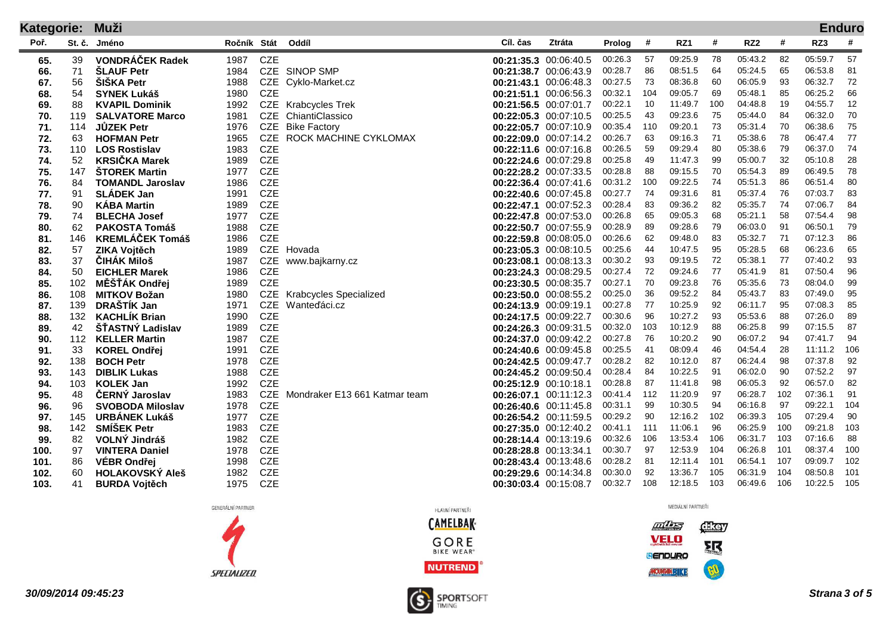**Kategorie: Muži** **Enduro**

| Poř. | St. č. | Jméno | Ročník | Stát | Oddíl | Cíl. čas | Ztráta | Prolog | # | RZ1 | # | RZ2 | # | RZ3 | # |
|---|---|---|---|---|---|---|---|---|---|---|---|---|---|---|---|
| 65. | 39 | VONDRÁČEK Radek | 1987 | CZE | | 00:21:35.3 | 00:06:40.5 | 00:26.3 | 57 | 09:25.9 | 78 | 05:43.2 | 82 | 05:59.7 | 57 |
| 66. | 71 | ŠLAUF Petr | 1984 | CZE | SINOP SMP | 00:21:38.7 | 00:06:43.9 | 00:28.7 | 86 | 08:51.5 | 64 | 05:24.5 | 65 | 06:53.8 | 81 |
| 67. | 56 | ŠIŠKA Petr | 1988 | CZE | Cyklo-Market.cz | 00:21:43.1 | 00:06:48.3 | 00:27.5 | 73 | 08:36.8 | 60 | 06:05.9 | 93 | 06:32.7 | 72 |
| 68. | 54 | SYNEK Lukáš | 1980 | CZE | | 00:21:51.1 | 00:06:56.3 | 00:32.1 | 104 | 09:05.7 | 69 | 05:48.1 | 85 | 06:25.2 | 66 |
| 69. | 88 | KVAPIL Dominik | 1992 | CZE | Krabcycles Trek | 00:21:56.5 | 00:07:01.7 | 00:22.1 | 10 | 11:49.7 | 100 | 04:48.8 | 19 | 04:55.7 | 12 |
| 70. | 119 | SALVATORE Marco | 1981 | CZE | ChiantiClassico | 00:22:05.3 | 00:07:10.5 | 00:25.5 | 43 | 09:23.6 | 75 | 05:44.0 | 84 | 06:32.0 | 70 |
| 71. | 114 | JŮZEK Petr | 1976 | CZE | Bike Factory | 00:22:05.7 | 00:07:10.9 | 00:35.4 | 110 | 09:20.1 | 73 | 05:31.4 | 70 | 06:38.6 | 75 |
| 72. | 63 | HOFMAN Petr | 1965 | CZE | ROCK MACHINE CYKLOMAX | 00:22:09.0 | 00:07:14.2 | 00:26.7 | 63 | 09:16.3 | 71 | 05:38.6 | 78 | 06:47.4 | 77 |
| 73. | 110 | LOS Rostislav | 1983 | CZE | | 00:22:11.6 | 00:07:16.8 | 00:26.5 | 59 | 09:29.4 | 80 | 05:38.6 | 79 | 06:37.0 | 74 |
| 74. | 52 | KRSIČKA Marek | 1989 | CZE | | 00:22:24.6 | 00:07:29.8 | 00:25.8 | 49 | 11:47.3 | 99 | 05:00.7 | 32 | 05:10.8 | 28 |
| 75. | 147 | ŠTOREK Martin | 1977 | CZE | | 00:22:28.2 | 00:07:33.5 | 00:28.8 | 88 | 09:15.5 | 70 | 05:54.3 | 89 | 06:49.5 | 78 |
| 76. | 84 | TOMANDL Jaroslav | 1986 | CZE | | 00:22:36.4 | 00:07:41.6 | 00:31.2 | 100 | 09:22.5 | 74 | 05:51.3 | 86 | 06:51.4 | 80 |
| 77. | 91 | SLÁDEK Jan | 1991 | CZE | | 00:22:40.6 | 00:07:45.8 | 00:27.7 | 74 | 09:31.6 | 81 | 05:37.4 | 76 | 07:03.7 | 83 |
| 78. | 90 | KÁBA Martin | 1989 | CZE | | 00:22:47.1 | 00:07:52.3 | 00:28.4 | 83 | 09:36.2 | 82 | 05:35.7 | 74 | 07:06.7 | 84 |
| 79. | 74 | BLECHA Josef | 1977 | CZE | | 00:22:47.8 | 00:07:53.0 | 00:26.8 | 65 | 09:05.3 | 68 | 05:21.1 | 58 | 07:54.4 | 98 |
| 80. | 62 | PAKOSTA Tomáš | 1988 | CZE | | 00:22:50.7 | 00:07:55.9 | 00:28.9 | 89 | 09:28.6 | 79 | 06:03.0 | 91 | 06:50.1 | 79 |
| 81. | 146 | KREMLÁČEK Tomáš | 1986 | CZE | | 00:22:59.8 | 00:08:05.0 | 00:26.6 | 62 | 09:48.0 | 83 | 05:32.7 | 71 | 07:12.3 | 86 |
| 82. | 57 | ZIKA Vojtěch | 1989 | CZE | Hovada | 00:23:05.3 | 00:08:10.5 | 00:25.6 | 44 | 10:47.5 | 95 | 05:28.5 | 68 | 06:23.6 | 65 |
| 83. | 37 | ČIHÁK Miloš | 1987 | CZE | www.bajkarny.cz | 00:23:08.1 | 00:08:13.3 | 00:30.2 | 93 | 09:19.5 | 72 | 05:38.1 | 77 | 07:40.2 | 93 |
| 84. | 50 | EICHLER Marek | 1986 | CZE | | 00:23:24.3 | 00:08:29.5 | 00:27.4 | 72 | 09:24.6 | 77 | 05:41.9 | 81 | 07:50.4 | 96 |
| 85. | 102 | MĚŠŤÁK Ondřej | 1989 | CZE | | 00:23:30.5 | 00:08:35.7 | 00:27.1 | 70 | 09:23.8 | 76 | 05:35.6 | 73 | 08:04.0 | 99 |
| 86. | 108 | MITKOV Božan | 1980 | CZE | Krabcycles Specialized | 00:23:50.0 | 00:08:55.2 | 00:25.0 | 36 | 09:52.2 | 84 | 05:43.7 | 83 | 07:49.0 | 95 |
| 87. | 139 | DRAŠTÍK Jan | 1971 | CZE | Wanteďáci.cz | 00:24:13.9 | 00:09:19.1 | 00:27.8 | 77 | 10:25.9 | 92 | 06:11.7 | 95 | 07:08.3 | 85 |
| 88. | 132 | KACHLÍK Brian | 1990 | CZE | | 00:24:17.5 | 00:09:22.7 | 00:30.6 | 96 | 10:27.2 | 93 | 05:53.6 | 88 | 07:26.0 | 89 |
| 89. | 42 | ŠŤASTNÝ Ladislav | 1989 | CZE | | 00:24:26.3 | 00:09:31.5 | 00:32.0 | 103 | 10:12.9 | 88 | 06:25.8 | 99 | 07:15.5 | 87 |
| 90. | 112 | KELLER Martin | 1987 | CZE | | 00:24:37.0 | 00:09:42.2 | 00:27.8 | 76 | 10:20.2 | 90 | 06:07.2 | 94 | 07:41.7 | 94 |
| 91. | 33 | KOREL Ondřej | 1991 | CZE | | 00:24:40.6 | 00:09:45.8 | 00:25.5 | 41 | 08:09.4 | 46 | 04:54.4 | 28 | 11:11.2 | 106 |
| 92. | 138 | BOCH Petr | 1978 | CZE | | 00:24:42.5 | 00:09:47.7 | 00:28.2 | 82 | 10:12.0 | 87 | 06:24.4 | 98 | 07:37.8 | 92 |
| 93. | 143 | DIBLIK Lukas | 1988 | CZE | | 00:24:45.2 | 00:09:50.4 | 00:28.4 | 84 | 10:22.5 | 91 | 06:02.0 | 90 | 07:52.2 | 97 |
| 94. | 103 | KOLEK Jan | 1992 | CZE | | 00:25:12.9 | 00:10:18.1 | 00:28.8 | 87 | 11:41.8 | 98 | 06:05.3 | 92 | 06:57.0 | 82 |
| 95. | 48 | ČERNÝ Jaroslav | 1983 | CZE | Mondraker E13 661 Katmar team | 00:26:07.1 | 00:11:12.3 | 00:41.4 | 112 | 11:20.9 | 97 | 06:28.7 | 102 | 07:36.1 | 91 |
| 96. | 96 | SVOBODA Miloslav | 1978 | CZE | | 00:26:40.6 | 00:11:45.8 | 00:31.1 | 99 | 10:30.5 | 94 | 06:16.8 | 97 | 09:22.1 | 104 |
| 97. | 145 | URBÁNEK Lukáš | 1977 | CZE | | 00:26:54.2 | 00:11:59.5 | 00:29.2 | 90 | 12:16.2 | 102 | 06:39.3 | 105 | 07:29.4 | 90 |
| 98. | 142 | SMÍŠEK Petr | 1983 | CZE | | 00:27:35.0 | 00:12:40.2 | 00:41.1 | 111 | 11:06.1 | 96 | 06:25.9 | 100 | 09:21.8 | 103 |
| 99. | 82 | VOLNÝ Jindráš | 1982 | CZE | | 00:28:14.4 | 00:13:19.6 | 00:32.6 | 106 | 13:53.4 | 106 | 06:31.7 | 103 | 07:16.6 | 88 |
| 100. | 97 | VINTERA Daniel | 1978 | CZE | | 00:28:28.8 | 00:13:34.1 | 00:30.7 | 97 | 12:53.9 | 104 | 06:26.8 | 101 | 08:37.4 | 100 |
| 101. | 86 | VÉBR Ondřej | 1998 | CZE | | 00:28:43.4 | 00:13:48.6 | 00:28.2 | 81 | 12:11.4 | 101 | 06:54.1 | 107 | 09:09.7 | 102 |
| 102. | 60 | HOLAKOVSKÝ Aleš | 1982 | CZE | | 00:29:29.6 | 00:14:34.8 | 00:30.0 | 92 | 13:36.7 | 105 | 06:31.9 | 104 | 08:50.8 | 101 |
| 103. | 41 | BURDA Vojtěch | 1975 | CZE | | 00:30:03.4 | 00:15:08.7 | 00:32.7 | 108 | 12:18.5 | 103 | 06:49.6 | 106 | 10:22.5 | 105 |

GENERÁLNÍ PARTNER — SPECIALIZED
HLAVNÍ PARTNEŘI — CAMELBAK, GORE BIKE WEAR, NUTREND
MEDIÁLNÍ PARTNEŘI — MTBS, DIKEY, VELO, ENDURO, MOUNTAINBIKE, SR, GO

*30/09/2014 09:45:23*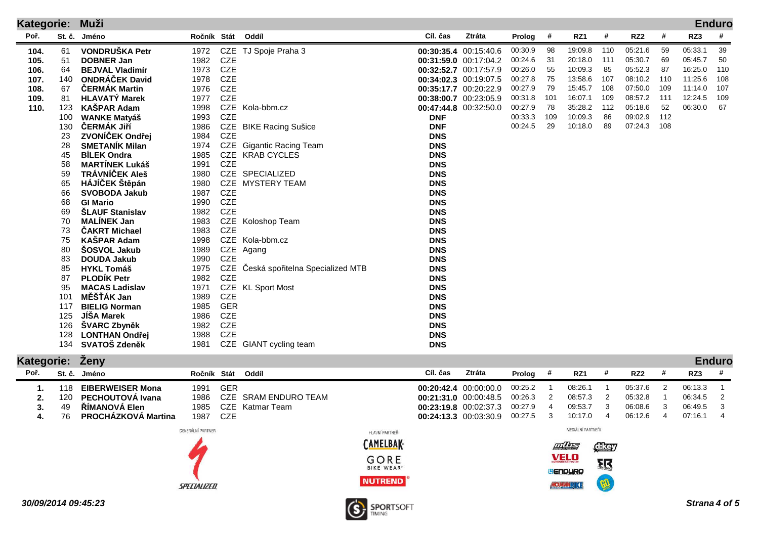## Kategorie: Muži — Enduro

| Poř. | St. č. | Jméno | Ročník | Stát | Oddíl | Cíl. čas | Ztráta | Prolog | # | RZ1 | # | RZ2 | # | RZ3 | # |
|---|---|---|---|---|---|---|---|---|---|---|---|---|---|---|---|
| 104. | 61 | **VONDRUŠKA Petr** | 1972 | CZE | TJ Spoje Praha 3 | **00:30:35.4** | 00:15:40.6 | 00:30.9 | 98 | 19:09.8 | 110 | 05:21.6 | 59 | 05:33.1 | 39 |
| 105. | 51 | **DOBNER Jan** | 1982 | CZE | | **00:31:59.0** | 00:17:04.2 | 00:24.6 | 31 | 20:18.0 | 111 | 05:30.7 | 69 | 05:45.7 | 50 |
| 106. | 64 | **BEJVAL Vladimír** | 1973 | CZE | | **00:32:52.7** | 00:17:57.9 | 00:26.0 | 55 | 10:09.3 | 85 | 05:52.3 | 87 | 16:25.0 | 110 |
| 107. | 140 | **ONDRÁČEK David** | 1978 | CZE | | **00:34:02.3** | 00:19:07.5 | 00:27.8 | 75 | 13:58.6 | 107 | 08:10.2 | 110 | 11:25.6 | 108 |
| 108. | 67 | **ČERMÁK Martin** | 1976 | CZE | | **00:35:17.7** | 00:20:22.9 | 00:27.9 | 79 | 15:45.7 | 108 | 07:50.0 | 109 | 11:14.0 | 107 |
| 109. | 81 | **HLAVATÝ Marek** | 1977 | CZE | | **00:38:00.7** | 00:23:05.9 | 00:31.8 | 101 | 16:07.1 | 109 | 08:57.2 | 111 | 12:24.5 | 109 |
| 110. | 123 | **KAŠPAR Adam** | 1998 | CZE | Kola-bbm.cz | **00:47:44.8** | 00:32:50.0 | 00:27.9 | 78 | 35:28.2 | 112 | 05:18.6 | 52 | 06:30.0 | 67 |
| | 100 | **WANKE Matyáš** | 1993 | CZE | | **DNF** | | 00:33.3 | 109 | 10:09.3 | 86 | 09:02.9 | 112 | | |
| | 130 | **ČERMÁK Jiří** | 1986 | CZE | BIKE Racing Sušice | **DNF** | | 00:24.5 | 29 | 10:18.0 | 89 | 07:24.3 | 108 | | |
| | 23 | **ZVONÍČEK Ondřej** | 1984 | CZE | | **DNS** | | | | | | | | | |
| | 28 | **SMETANÍK Milan** | 1974 | CZE | Gigantic Racing Team | **DNS** | | | | | | | | | |
| | 45 | **BÍLEK Ondra** | 1985 | CZE | KRAB CYCLES | **DNS** | | | | | | | | | |
| | 58 | **MARTÍNEK Lukáš** | 1991 | CZE | | **DNS** | | | | | | | | | |
| | 59 | **TRÁVNÍČEK Aleš** | 1980 | CZE | SPECIALIZED | **DNS** | | | | | | | | | |
| | 65 | **HÁJÍČEK Štěpán** | 1980 | CZE | MYSTERY TEAM | **DNS** | | | | | | | | | |
| | 66 | **SVOBODA Jakub** | 1987 | CZE | | **DNS** | | | | | | | | | |
| | 68 | **GI Mario** | 1990 | CZE | | **DNS** | | | | | | | | | |
| | 69 | **ŠLAUF Stanislav** | 1982 | CZE | | **DNS** | | | | | | | | | |
| | 70 | **MALÍNEK Jan** | 1983 | CZE | Koloshop Team | **DNS** | | | | | | | | | |
| | 73 | **ČAKRT Michael** | 1983 | CZE | | **DNS** | | | | | | | | | |
| | 75 | **KAŠPAR Adam** | 1998 | CZE | Kola-bbm.cz | **DNS** | | | | | | | | | |
| | 80 | **ŠOSVOL Jakub** | 1989 | CZE | Agang | **DNS** | | | | | | | | | |
| | 83 | **DOUDA Jakub** | 1990 | CZE | | **DNS** | | | | | | | | | |
| | 85 | **HYKL Tomáš** | 1975 | CZE | Česká spořitelna Specialized MTB | **DNS** | | | | | | | | | |
| | 87 | **PLODÍK Petr** | 1982 | CZE | | **DNS** | | | | | | | | | |
| | 95 | **MACAS Ladislav** | 1971 | CZE | KL Sport Most | **DNS** | | | | | | | | | |
| | 101 | **MĚŠŤÁK Jan** | 1989 | CZE | | **DNS** | | | | | | | | | |
| | 117 | **BIELIG Norman** | 1985 | GER | | **DNS** | | | | | | | | | |
| | 125 | **JÍŠA Marek** | 1986 | CZE | | **DNS** | | | | | | | | | |
| | 126 | **ŠVARC Zbyněk** | 1982 | CZE | | **DNS** | | | | | | | | | |
| | 128 | **LONTHAN Ondřej** | 1988 | CZE | | **DNS** | | | | | | | | | |
| | 134 | **SVATOŠ Zdeněk** | 1981 | CZE | GIANT cycling team | **DNS** | | | | | | | | | |

## Kategorie: Ženy — Enduro

| Poř. | St. č. | Jméno | Ročník | Stát | Oddíl | Cíl. čas | Ztráta | Prolog | # | RZ1 | # | RZ2 | # | RZ3 | # |
|---|---|---|---|---|---|---|---|---|---|---|---|---|---|---|---|
| 1. | 118 | **EIBERWEISER Mona** | 1991 | GER | | **00:20:42.4** | 00:00:00.0 | 00:25.2 | 1 | 08:26.1 | 1 | 05:37.6 | 2 | 06:13.3 | 1 |
| 2. | 120 | **PECHOUTOVÁ Ivana** | 1986 | CZE | SRAM ENDURO TEAM | **00:21:31.0** | 00:00:48.5 | 00:26.3 | 2 | 08:57.3 | 2 | 05:32.8 | 1 | 06:34.5 | 2 |
| 3. | 49 | **ŘÍMANOVÁ Elen** | 1985 | CZE | Katmar Team | **00:23:19.8** | 00:02:37.3 | 00:27.9 | 4 | 09:53.7 | 3 | 06:08.6 | 3 | 06:49.5 | 3 |
| 4. | 76 | **PROCHÁZKOVÁ Martina** | 1987 | CZE | | **00:24:13.3** | 00:03:30.9 | 00:27.5 | 3 | 10:17.0 | 4 | 06:12.6 | 4 | 07:16.1 | 4 |

GENERÁLNÍ PARTNER: SPECIALIZED

HLAVNÍ PARTNEŘI: CAMELBAK, GORE BIKE WEAR, NUTREND

MEDIÁLNÍ PARTNEŘI

*30/09/2014 09:45:23*

SPORTSOFT TIMING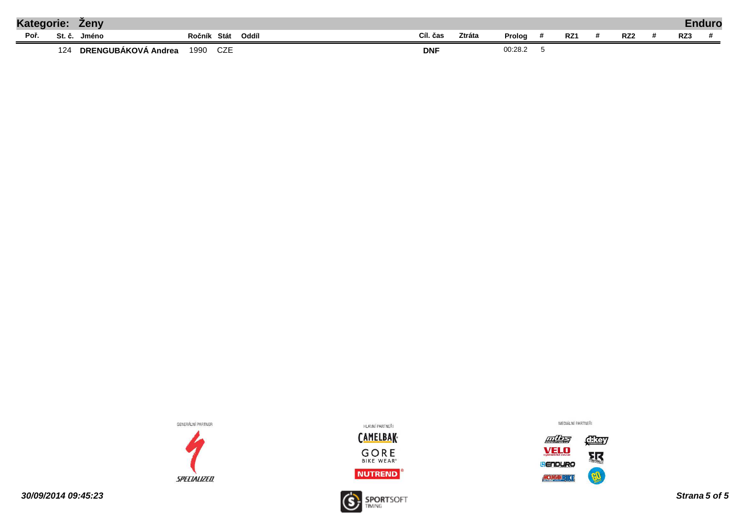## Kategorie: Ženy — Enduro

| Poř. | St. č. | Jméno | Ročník | Stát | Oddíl | Cíl. čas | Ztráta | Prolog | # | RZ1 | # | RZ2 | # | RZ3 | # |
|---|---|---|---|---|---|---|---|---|---|---|---|---|---|---|---|
| | 124 | **DRENGUBÁKOVÁ Andrea** | 1990 | CZE | | **DNF** | | 00:28.2 | 5 | | | | | | |

GENERÁLNÍ PARTNER

SPECIALIZED

HLAVNÍ PARTNEŘI

CAMELBAK

GORE BIKE WEAR

NUTREND

MEDIÁLNÍ PARTNEŘI

mtbs

dtkey

VELO

ENDURO

MOUNTAINBIKE

GO

SPORTSOFT TIMING

*30/09/2014 09:45:23*